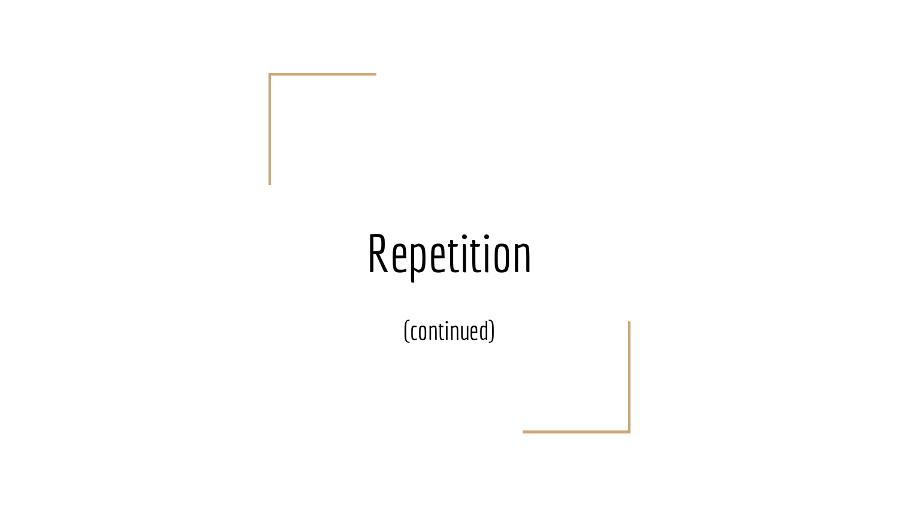# Repetition

(continued)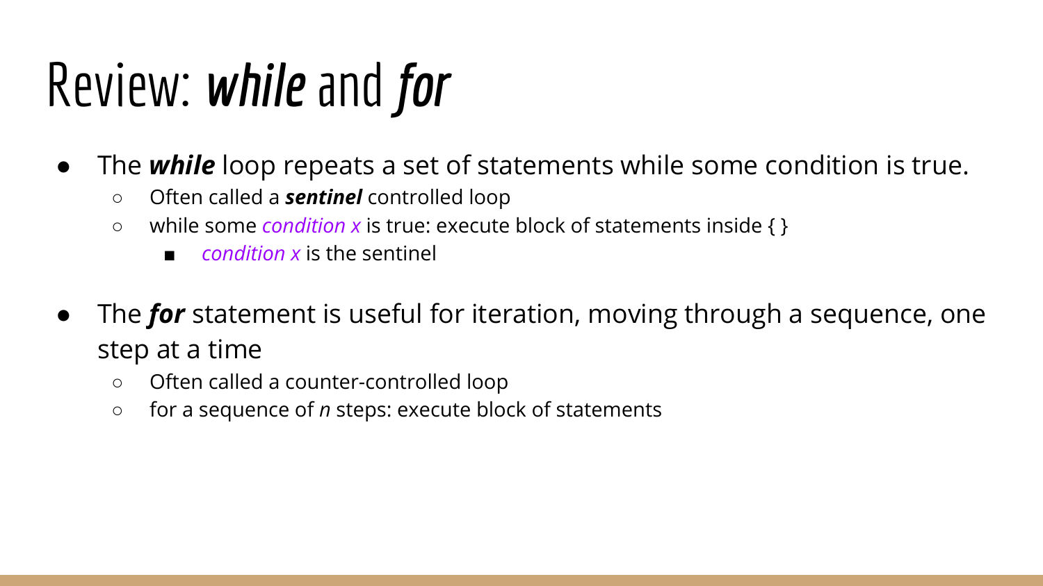# Review: ***while*** and ***for***

- The ***while*** loop repeats a set of statements while some condition is true.
  - Often called a ***sentinel*** controlled loop
  - while some *condition x* is true: execute block of statements inside { }
    - *condition x* is the sentinel

- The ***for*** statement is useful for iteration, moving through a sequence, one step at a time
  - Often called a counter-controlled loop
  - for a sequence of *n* steps: execute block of statements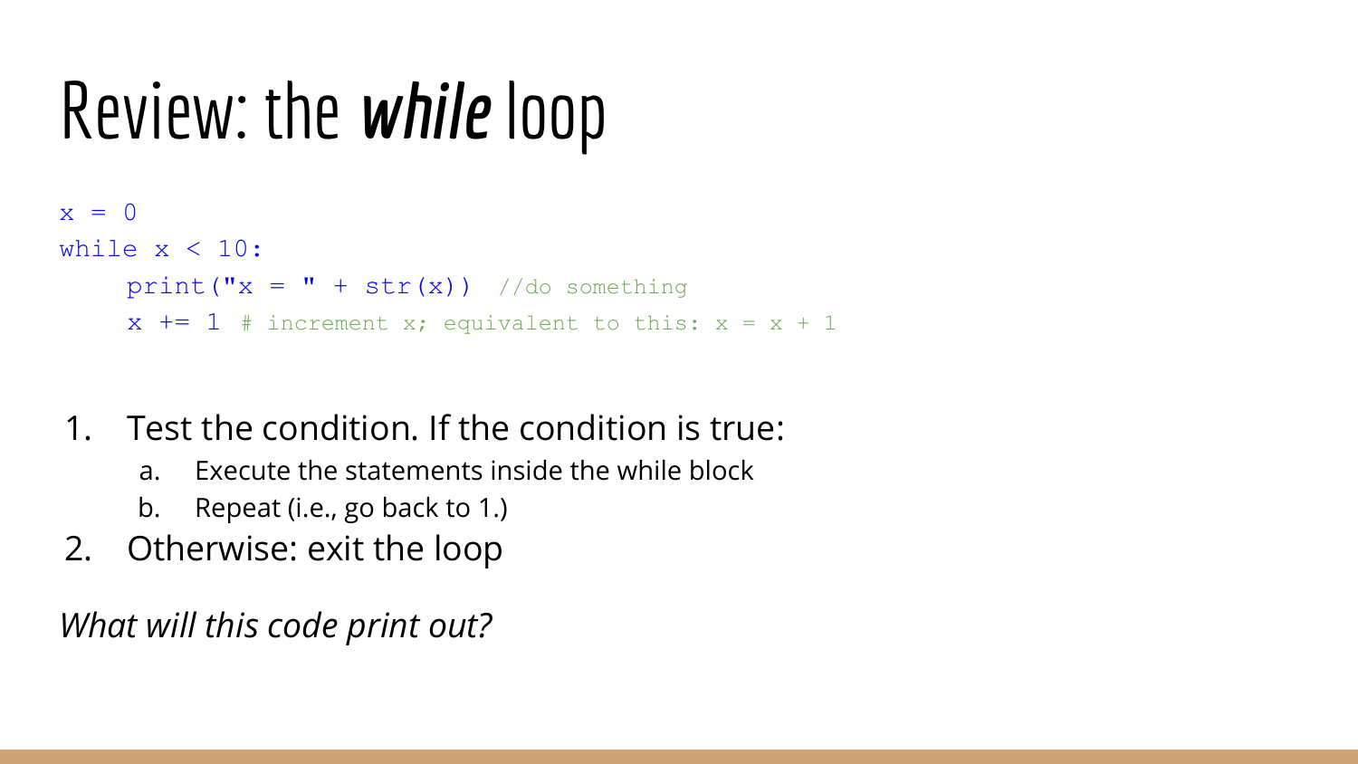# Review: the ***while*** loop

```
x = 0
while x < 10:
    print("x = " + str(x))  //do something
    x += 1 # increment x; equivalent to this: x = x + 1
```

1. Test the condition. If the condition is true:
    a. Execute the statements inside the while block
    b. Repeat (i.e., go back to 1.)
2. Otherwise: exit the loop

*What will this code print out?*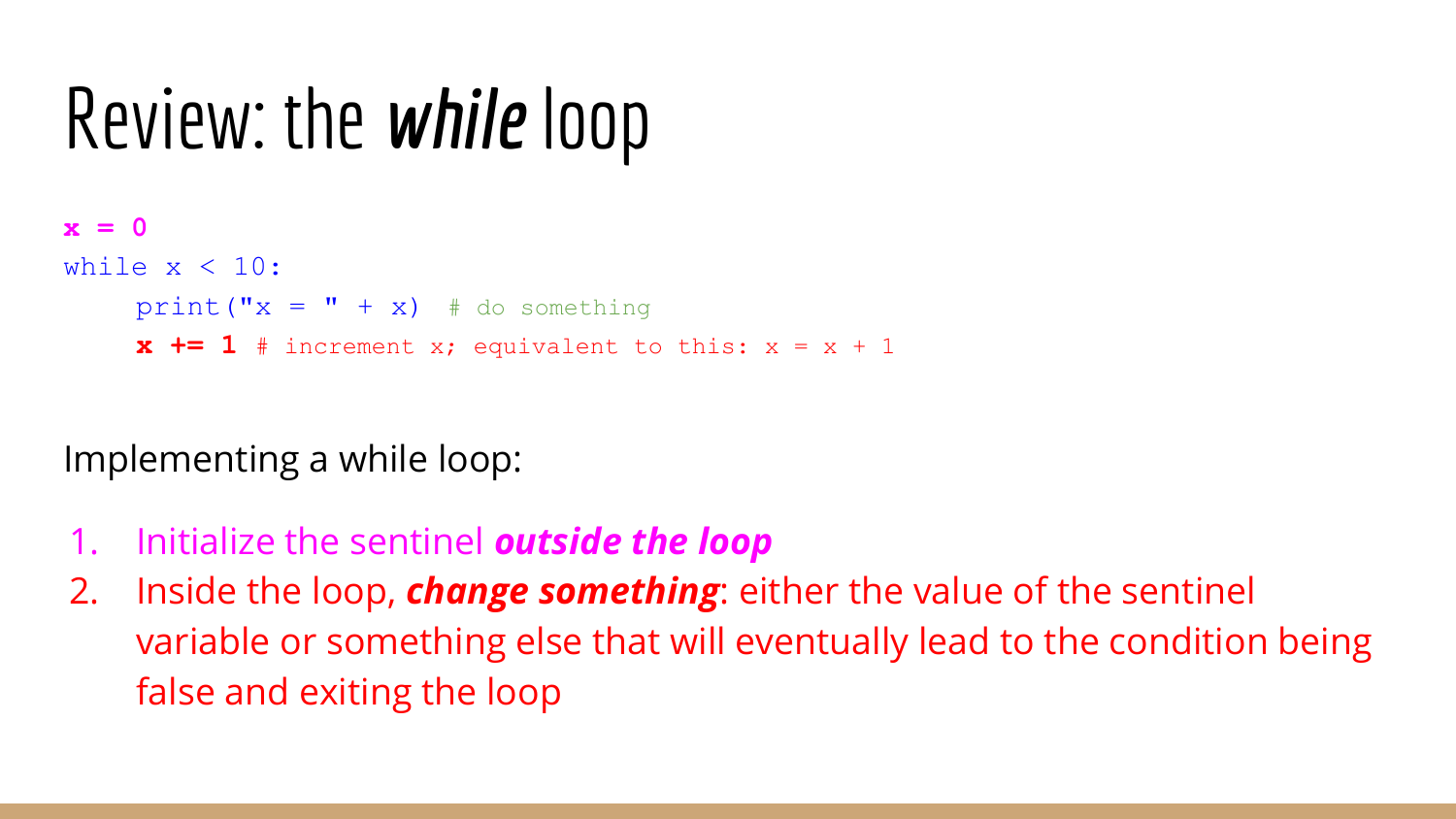# Review: the *while* loop

```
x = 0
while x < 10:
    print("x = " + x)  # do something
    x += 1 # increment x; equivalent to this: x = x + 1
```

Implementing a while loop:

1. Initialize the sentinel ***outside the loop***
2. Inside the loop, ***change something***: either the value of the sentinel variable or something else that will eventually lead to the condition being false and exiting the loop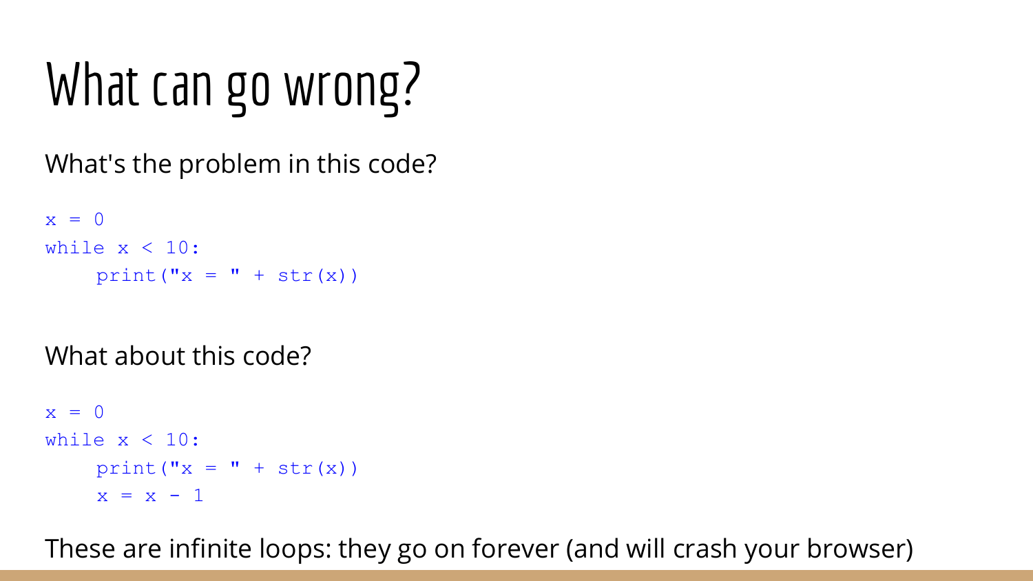# What can go wrong?

What's the problem in this code?

```
x = 0
while x < 10:
    print("x = " + str(x))
```

What about this code?

```
x = 0
while x < 10:
    print("x = " + str(x))
    x = x - 1
```

These are infinite loops: they go on forever (and will crash your browser)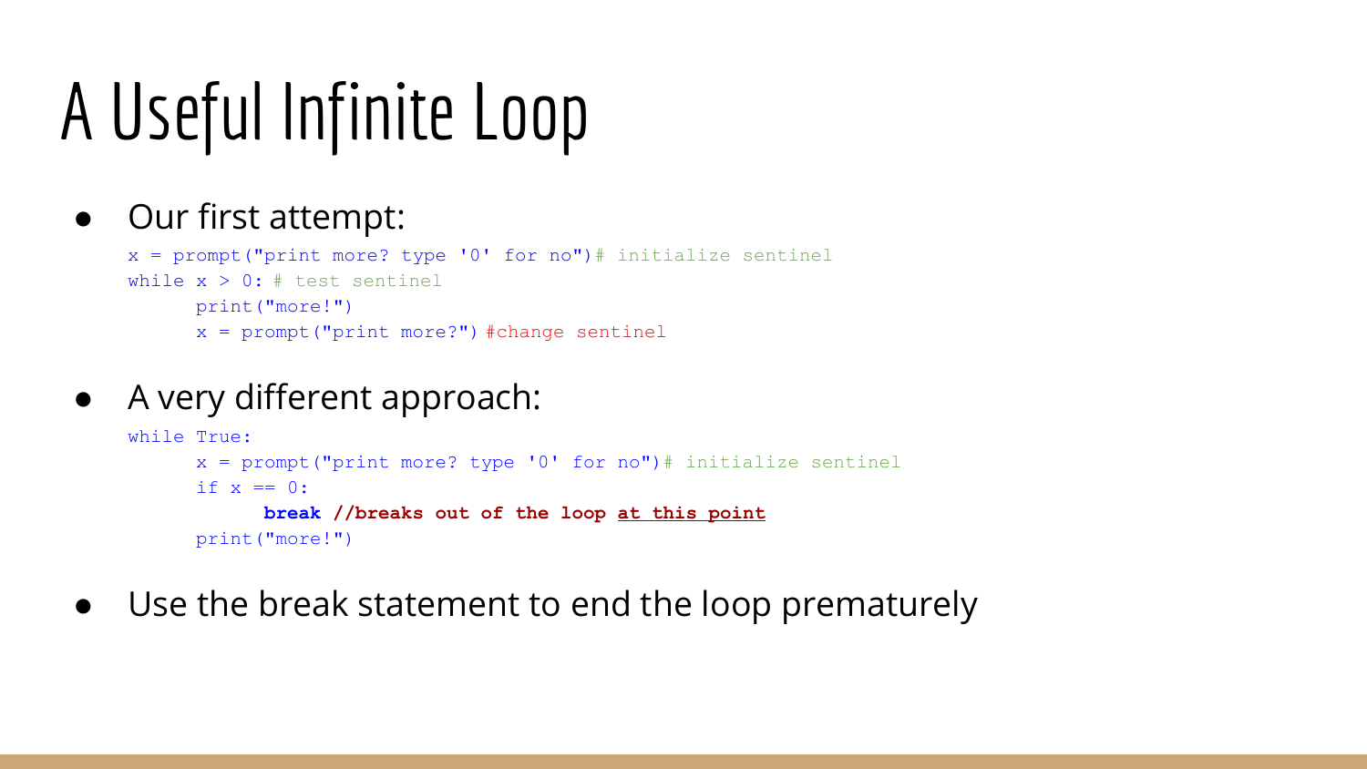# A Useful Infinite Loop

- Our first attempt:

```
x = prompt("print more? type '0' for no")# initialize sentinel
while x > 0: # test sentinel
      print("more!")
      x = prompt("print more?") #change sentinel
```

- A very different approach:

```
while True:
      x = prompt("print more? type '0' for no")# initialize sentinel
      if x == 0:
            break //breaks out of the loop at this point
      print("more!")
```

- Use the break statement to end the loop prematurely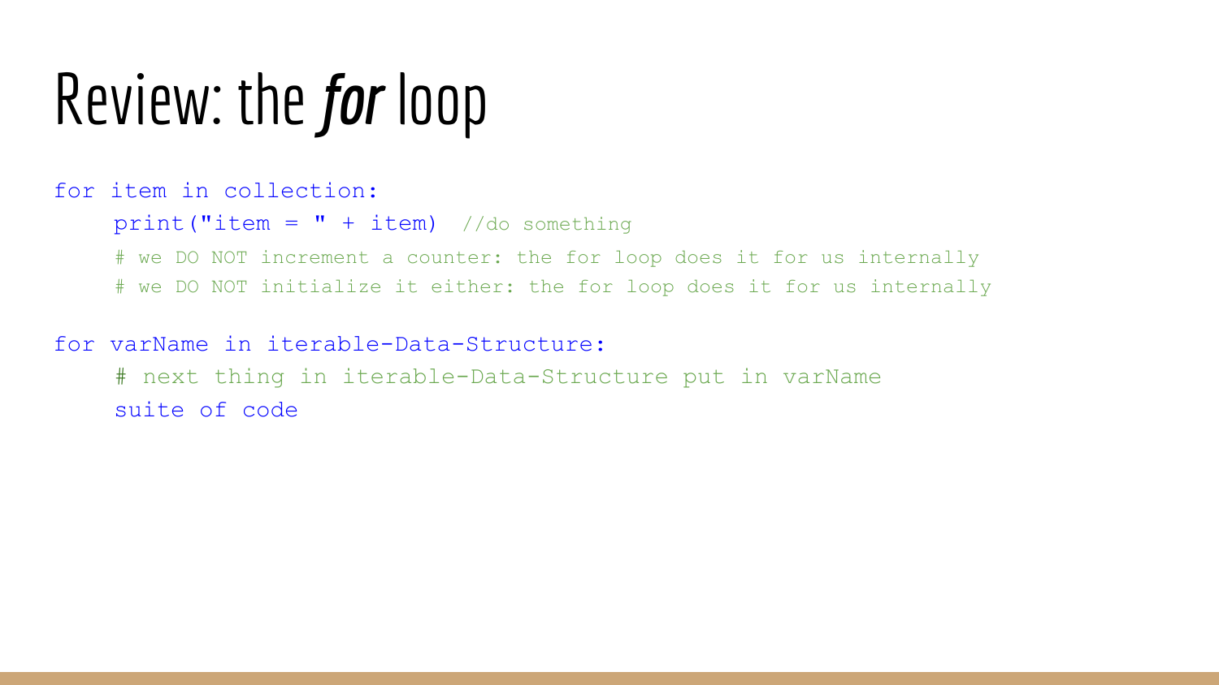# Review: the *for* loop

```
for item in collection:
    print("item = " + item)  //do something
    # we DO NOT increment a counter: the for loop does it for us internally
    # we DO NOT initialize it either: the for loop does it for us internally

for varName in iterable-Data-Structure:
    # next thing in iterable-Data-Structure put in varName
    suite of code
```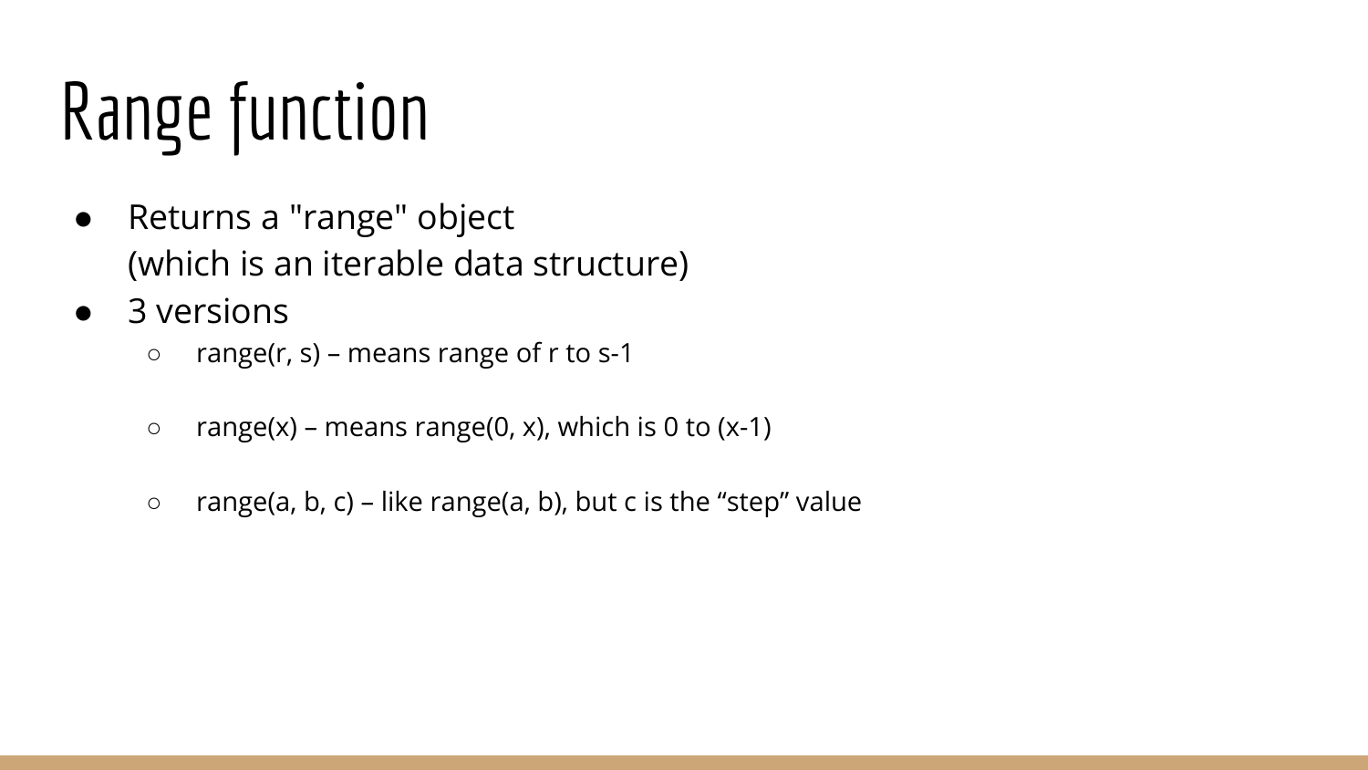# Range function

- Returns a "range" object
  (which is an iterable data structure)
- 3 versions
  - range(r, s) – means range of r to s-1
  - range(x) – means range(0, x), which is 0 to (x-1)
  - range(a, b, c) – like range(a, b), but c is the “step” value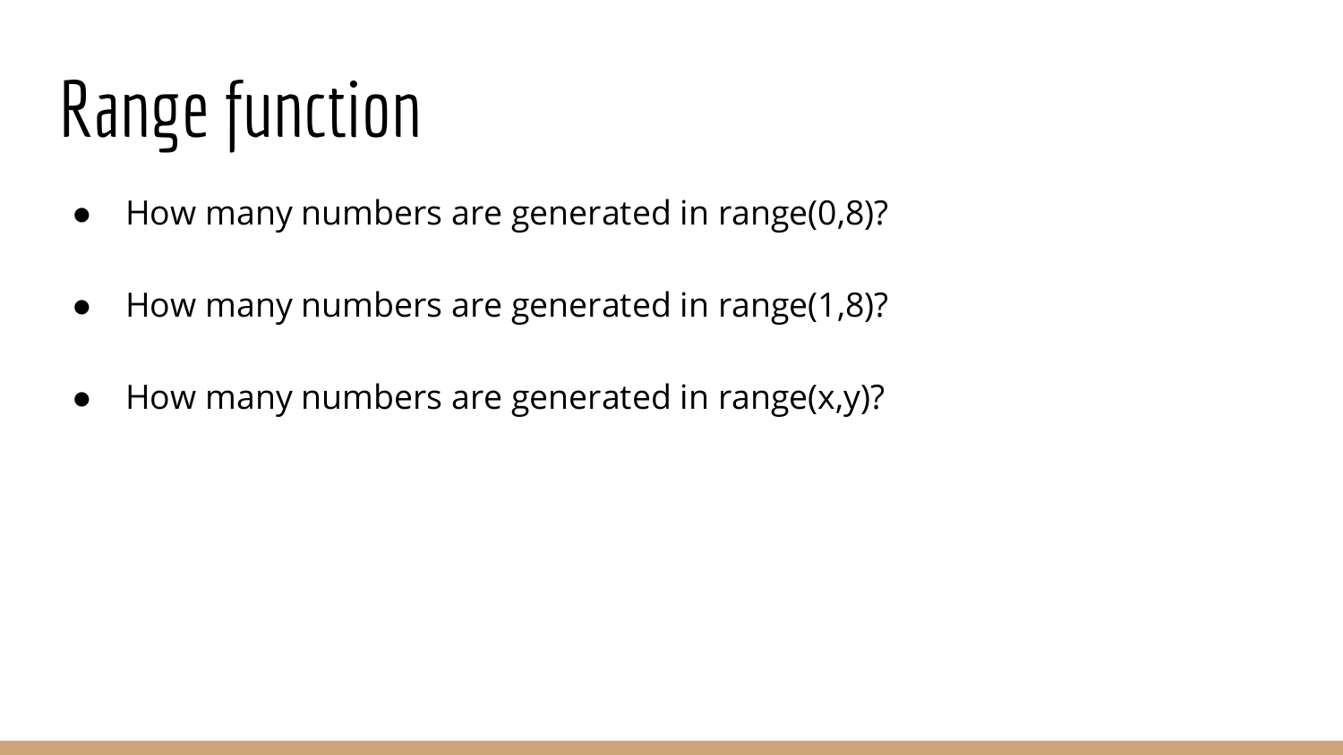# Range function

- How many numbers are generated in range(0,8)?
- How many numbers are generated in range(1,8)?
- How many numbers are generated in range(x,y)?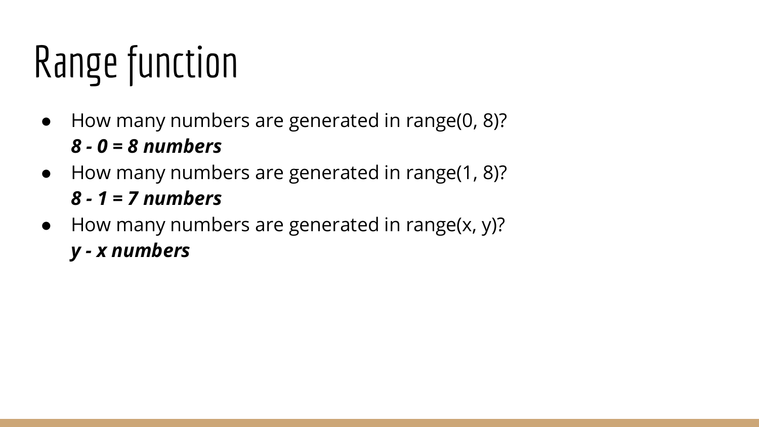# Range function

- How many numbers are generated in range(0, 8)?
  ***8 - 0 = 8 numbers***
- How many numbers are generated in range(1, 8)?
  ***8 - 1 = 7 numbers***
- How many numbers are generated in range(x, y)?
  ***y - x numbers***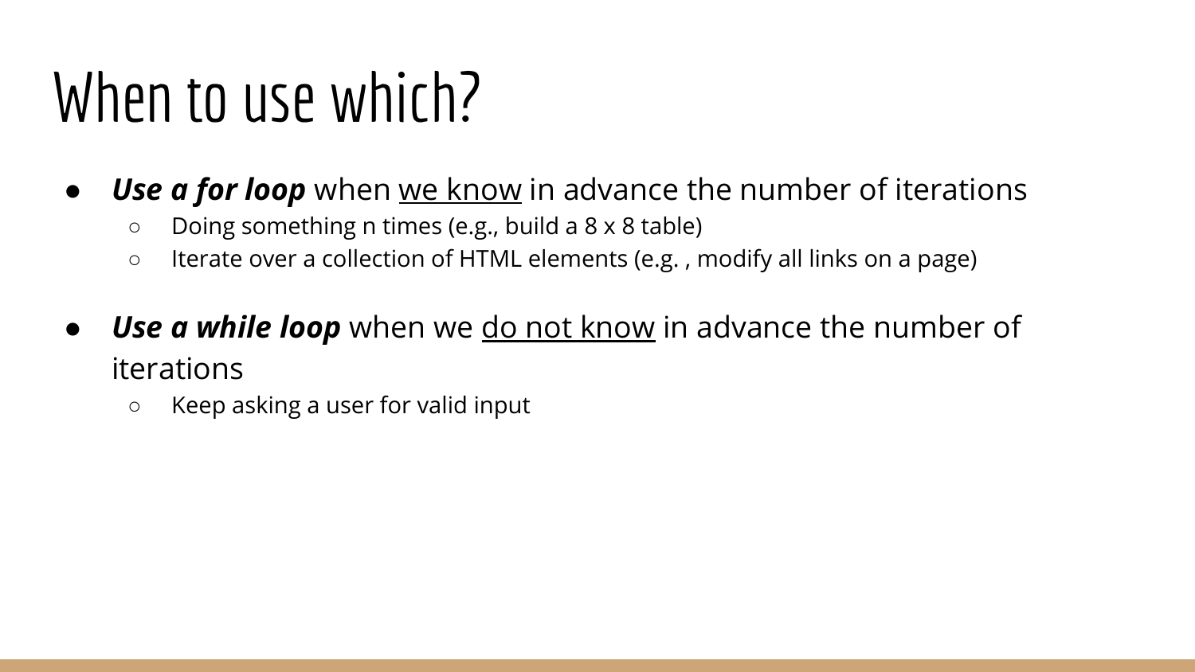# When to use which?

- ***Use a for loop*** when <u>we know</u> in advance the number of iterations
  - Doing something n times (e.g., build a 8 x 8 table)
  - Iterate over a collection of HTML elements (e.g. , modify all links on a page)
- ***Use a while loop*** when we <u>do not know</u> in advance the number of iterations
  - Keep asking a user for valid input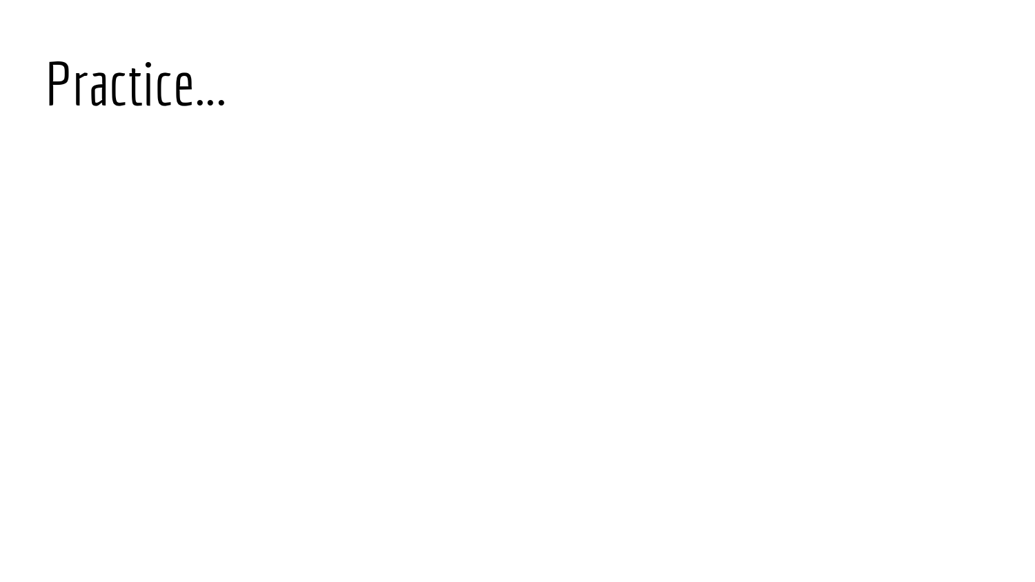# Practice...